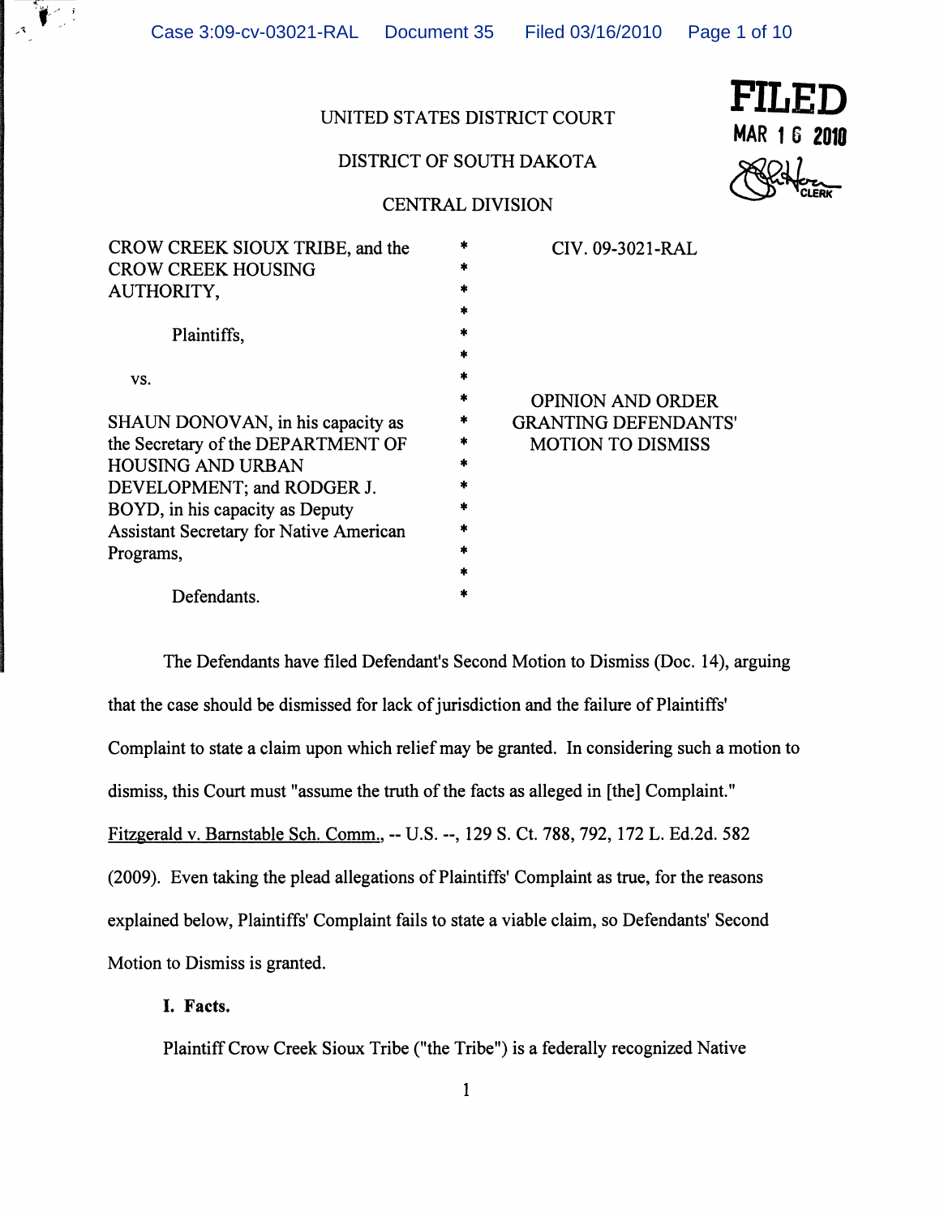UNITED STATES DISTRICT COURT

DISTRICT OF SOUTH DAKOTA

CENTRAL DIVISION

**FILED**
MAR 16 2010
CLERK

| | | |
|---|---|---|
| CROW CREEK SIOUX TRIBE, and the CROW CREEK HOUSING AUTHORITY, | * | CIV. 09-3021-RAL |
| Plaintiffs, | * | |
| vs. | * | |
| SHAUN DONOVAN, in his capacity as the Secretary of the DEPARTMENT OF HOUSING AND URBAN DEVELOPMENT; and RODGER J. BOYD, in his capacity as Deputy Assistant Secretary for Native American Programs, | * | OPINION AND ORDER GRANTING DEFENDANTS' MOTION TO DISMISS |
| Defendants. | * | |

The Defendants have filed Defendant's Second Motion to Dismiss (Doc. 14), arguing that the case should be dismissed for lack of jurisdiction and the failure of Plaintiffs' Complaint to state a claim upon which relief may be granted. In considering such a motion to dismiss, this Court must "assume the truth of the facts as alleged in [the] Complaint." Fitzgerald v. Barnstable Sch. Comm., -- U.S. --, 129 S. Ct. 788, 792, 172 L. Ed.2d. 582 (2009). Even taking the plead allegations of Plaintiffs' Complaint as true, for the reasons explained below, Plaintiffs' Complaint fails to state a viable claim, so Defendants' Second Motion to Dismiss is granted.

## I. Facts.

Plaintiff Crow Creek Sioux Tribe ("the Tribe") is a federally recognized Native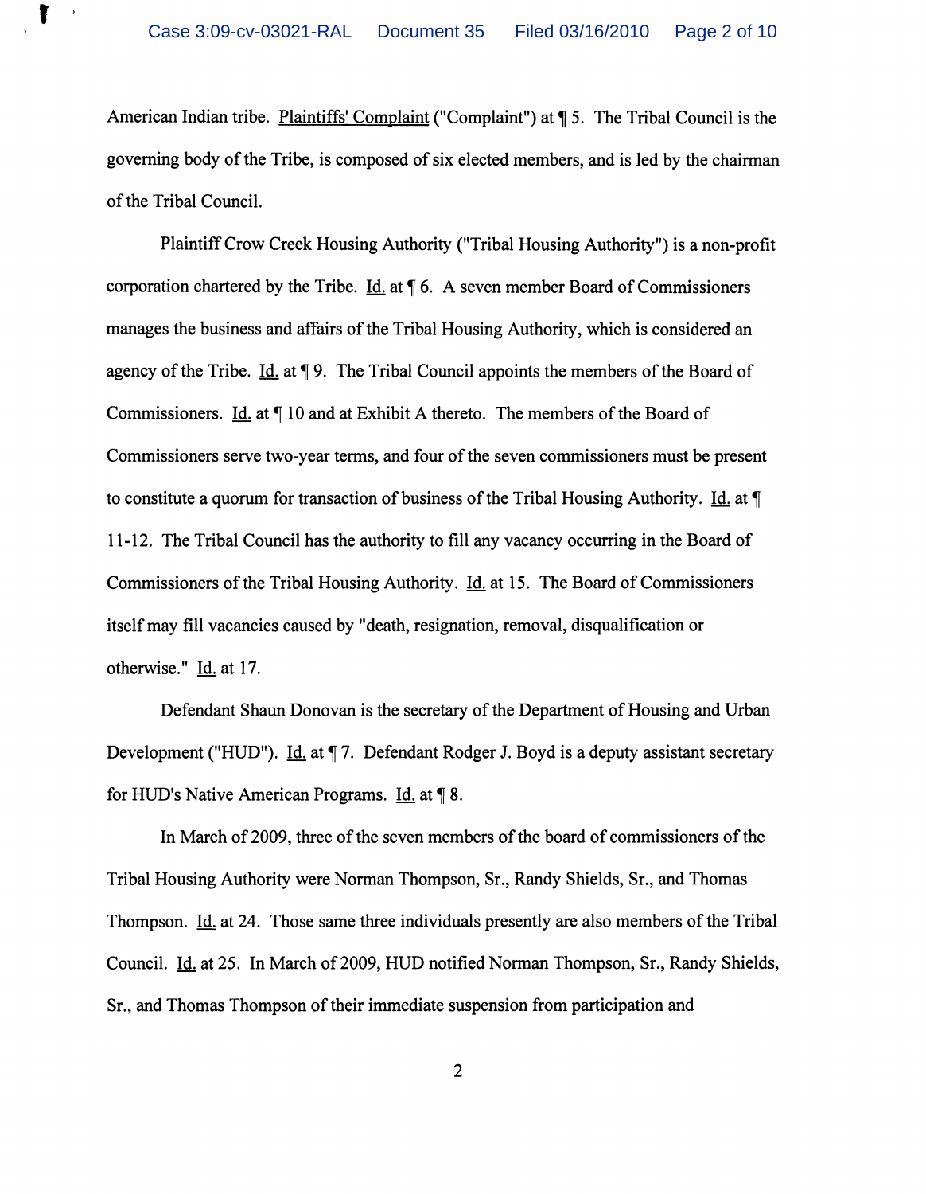American Indian tribe. Plaintiffs' Complaint ("Complaint") at ¶ 5. The Tribal Council is the governing body of the Tribe, is composed of six elected members, and is led by the chairman of the Tribal Council.

Plaintiff Crow Creek Housing Authority ("Tribal Housing Authority") is a non-profit corporation chartered by the Tribe. Id. at ¶ 6. A seven member Board of Commissioners manages the business and affairs of the Tribal Housing Authority, which is considered an agency of the Tribe. Id. at ¶ 9. The Tribal Council appoints the members of the Board of Commissioners. Id. at ¶ 10 and at Exhibit A thereto. The members of the Board of Commissioners serve two-year terms, and four of the seven commissioners must be present to constitute a quorum for transaction of business of the Tribal Housing Authority. Id. at ¶ 11-12. The Tribal Council has the authority to fill any vacancy occurring in the Board of Commissioners of the Tribal Housing Authority. Id. at 15. The Board of Commissioners itself may fill vacancies caused by "death, resignation, removal, disqualification or otherwise." Id. at 17.

Defendant Shaun Donovan is the secretary of the Department of Housing and Urban Development ("HUD"). Id. at ¶ 7. Defendant Rodger J. Boyd is a deputy assistant secretary for HUD's Native American Programs. Id. at ¶ 8.

In March of 2009, three of the seven members of the board of commissioners of the Tribal Housing Authority were Norman Thompson, Sr., Randy Shields, Sr., and Thomas Thompson. Id. at 24. Those same three individuals presently are also members of the Tribal Council. Id. at 25. In March of 2009, HUD notified Norman Thompson, Sr., Randy Shields, Sr., and Thomas Thompson of their immediate suspension from participation and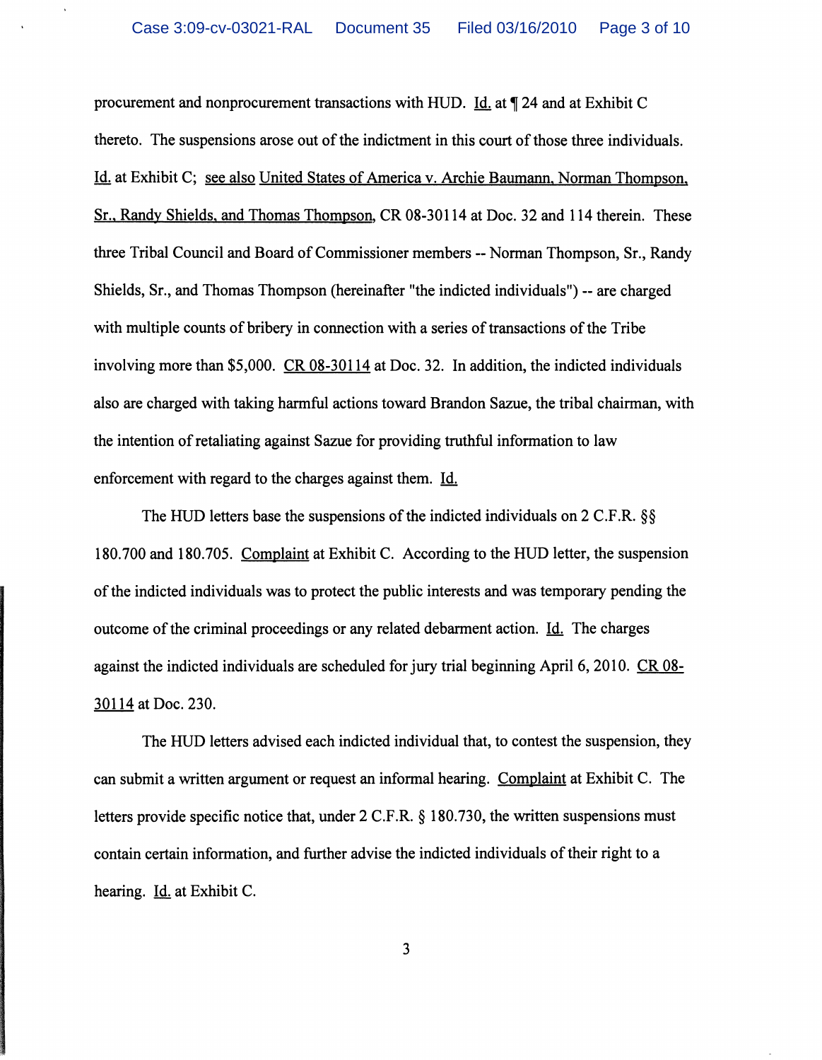procurement and nonprocurement transactions with HUD. Id. at ¶ 24 and at Exhibit C thereto. The suspensions arose out of the indictment in this court of those three individuals. Id. at Exhibit C; see also United States of America v. Archie Baumann, Norman Thompson, Sr., Randy Shields, and Thomas Thompson, CR 08-30114 at Doc. 32 and 114 therein. These three Tribal Council and Board of Commissioner members -- Norman Thompson, Sr., Randy Shields, Sr., and Thomas Thompson (hereinafter "the indicted individuals") -- are charged with multiple counts of bribery in connection with a series of transactions of the Tribe involving more than $5,000. CR 08-30114 at Doc. 32. In addition, the indicted individuals also are charged with taking harmful actions toward Brandon Sazue, the tribal chairman, with the intention of retaliating against Sazue for providing truthful information to law enforcement with regard to the charges against them. Id.

The HUD letters base the suspensions of the indicted individuals on 2 C.F.R. §§ 180.700 and 180.705. Complaint at Exhibit C. According to the HUD letter, the suspension of the indicted individuals was to protect the public interests and was temporary pending the outcome of the criminal proceedings or any related debarment action. Id. The charges against the indicted individuals are scheduled for jury trial beginning April 6, 2010. CR 08-30114 at Doc. 230.

The HUD letters advised each indicted individual that, to contest the suspension, they can submit a written argument or request an informal hearing. Complaint at Exhibit C. The letters provide specific notice that, under 2 C.F.R. § 180.730, the written suspensions must contain certain information, and further advise the indicted individuals of their right to a hearing. Id. at Exhibit C.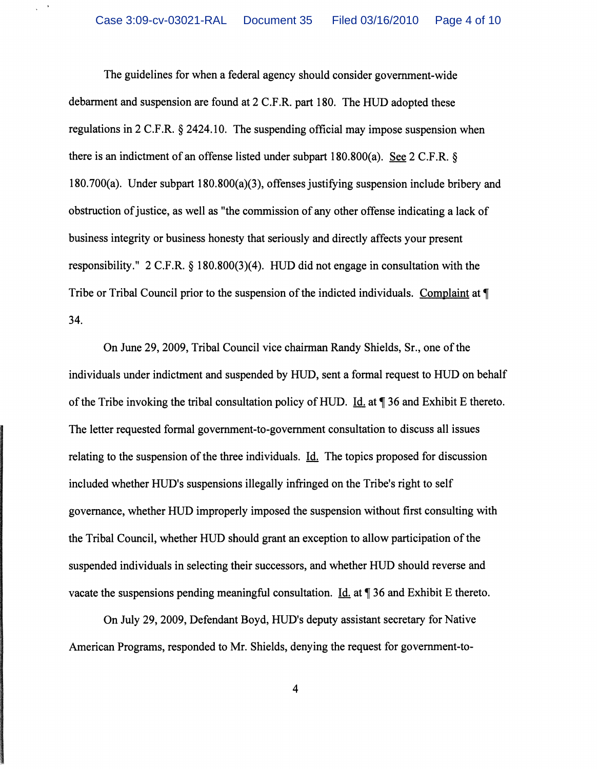The guidelines for when a federal agency should consider government-wide debarment and suspension are found at 2 C.F.R. part 180. The HUD adopted these regulations in 2 C.F.R. § 2424.10. The suspending official may impose suspension when there is an indictment of an offense listed under subpart 180.800(a). See 2 C.F.R. § 180.700(a). Under subpart 180.800(a)(3), offenses justifying suspension include bribery and obstruction of justice, as well as "the commission of any other offense indicating a lack of business integrity or business honesty that seriously and directly affects your present responsibility." 2 C.F.R. § 180.800(3)(4). HUD did not engage in consultation with the Tribe or Tribal Council prior to the suspension of the indicted individuals. Complaint at ¶ 34.

On June 29, 2009, Tribal Council vice chairman Randy Shields, Sr., one of the individuals under indictment and suspended by HUD, sent a formal request to HUD on behalf of the Tribe invoking the tribal consultation policy of HUD. Id. at ¶ 36 and Exhibit E thereto. The letter requested formal government-to-government consultation to discuss all issues relating to the suspension of the three individuals. Id. The topics proposed for discussion included whether HUD's suspensions illegally infringed on the Tribe's right to self governance, whether HUD improperly imposed the suspension without first consulting with the Tribal Council, whether HUD should grant an exception to allow participation of the suspended individuals in selecting their successors, and whether HUD should reverse and vacate the suspensions pending meaningful consultation. Id. at ¶ 36 and Exhibit E thereto.

On July 29, 2009, Defendant Boyd, HUD's deputy assistant secretary for Native American Programs, responded to Mr. Shields, denying the request for government-to-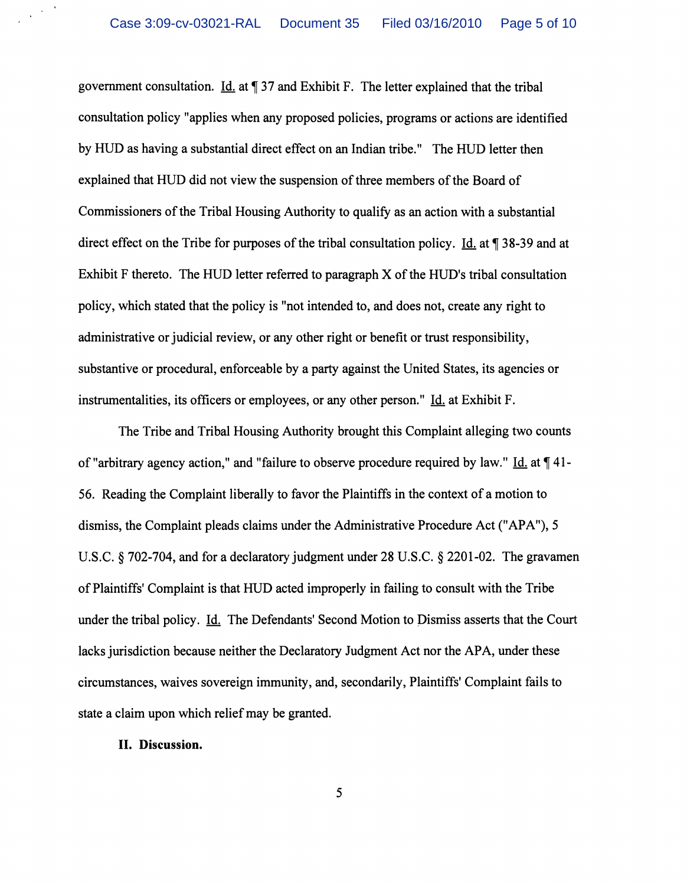government consultation. Id. at ¶ 37 and Exhibit F. The letter explained that the tribal consultation policy "applies when any proposed policies, programs or actions are identified by HUD as having a substantial direct effect on an Indian tribe." The HUD letter then explained that HUD did not view the suspension of three members of the Board of Commissioners of the Tribal Housing Authority to qualify as an action with a substantial direct effect on the Tribe for purposes of the tribal consultation policy. Id. at ¶ 38-39 and at Exhibit F thereto. The HUD letter referred to paragraph X of the HUD's tribal consultation policy, which stated that the policy is "not intended to, and does not, create any right to administrative or judicial review, or any other right or benefit or trust responsibility, substantive or procedural, enforceable by a party against the United States, its agencies or instrumentalities, its officers or employees, or any other person." Id. at Exhibit F.

The Tribe and Tribal Housing Authority brought this Complaint alleging two counts of "arbitrary agency action," and "failure to observe procedure required by law." Id. at ¶ 41-56. Reading the Complaint liberally to favor the Plaintiffs in the context of a motion to dismiss, the Complaint pleads claims under the Administrative Procedure Act ("APA"), 5 U.S.C. § 702-704, and for a declaratory judgment under 28 U.S.C. § 2201-02. The gravamen of Plaintiffs' Complaint is that HUD acted improperly in failing to consult with the Tribe under the tribal policy. Id. The Defendants' Second Motion to Dismiss asserts that the Court lacks jurisdiction because neither the Declaratory Judgment Act nor the APA, under these circumstances, waives sovereign immunity, and, secondarily, Plaintiffs' Complaint fails to state a claim upon which relief may be granted.

## II. Discussion.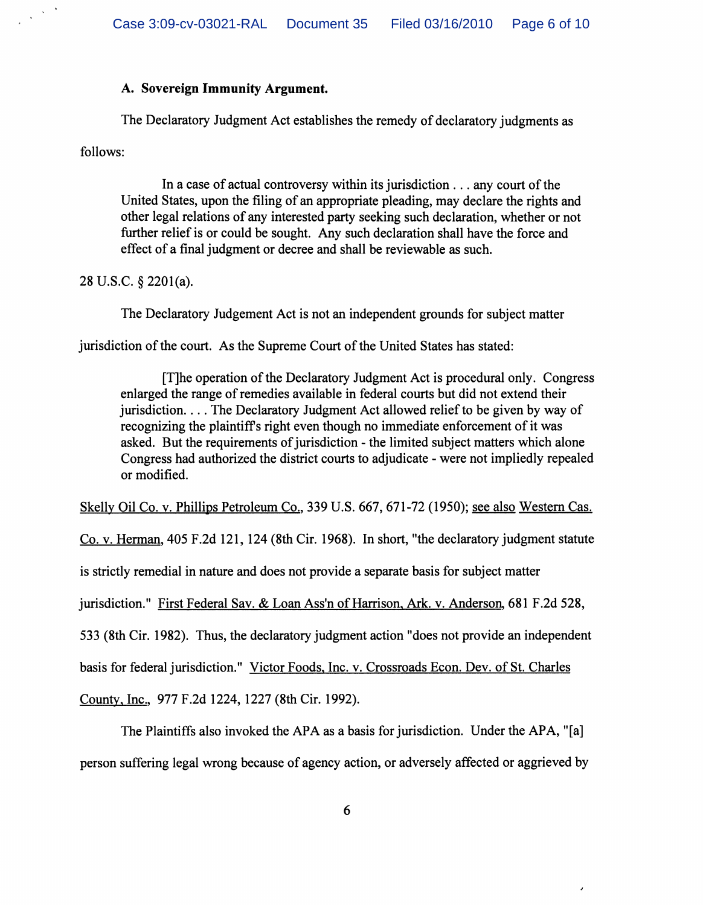### A. Sovereign Immunity Argument.

The Declaratory Judgment Act establishes the remedy of declaratory judgments as follows:

> In a case of actual controversy within its jurisdiction . . . any court of the United States, upon the filing of an appropriate pleading, may declare the rights and other legal relations of any interested party seeking such declaration, whether or not further relief is or could be sought. Any such declaration shall have the force and effect of a final judgment or decree and shall be reviewable as such.

28 U.S.C. § 2201(a).

The Declaratory Judgement Act is not an independent grounds for subject matter jurisdiction of the court. As the Supreme Court of the United States has stated:

> [T]he operation of the Declaratory Judgment Act is procedural only. Congress enlarged the range of remedies available in federal courts but did not extend their jurisdiction. . . . The Declaratory Judgment Act allowed relief to be given by way of recognizing the plaintiff's right even though no immediate enforcement of it was asked. But the requirements of jurisdiction - the limited subject matters which alone Congress had authorized the district courts to adjudicate - were not impliedly repealed or modified.

Skelly Oil Co. v. Phillips Petroleum Co., 339 U.S. 667, 671-72 (1950); see also Western Cas. Co. v. Herman, 405 F.2d 121, 124 (8th Cir. 1968). In short, "the declaratory judgment statute is strictly remedial in nature and does not provide a separate basis for subject matter jurisdiction." First Federal Sav. & Loan Ass'n of Harrison, Ark. v. Anderson, 681 F.2d 528, 533 (8th Cir. 1982). Thus, the declaratory judgment action "does not provide an independent basis for federal jurisdiction." Victor Foods, Inc. v. Crossroads Econ. Dev. of St. Charles County, Inc., 977 F.2d 1224, 1227 (8th Cir. 1992).

The Plaintiffs also invoked the APA as a basis for jurisdiction. Under the APA, "[a] person suffering legal wrong because of agency action, or adversely affected or aggrieved by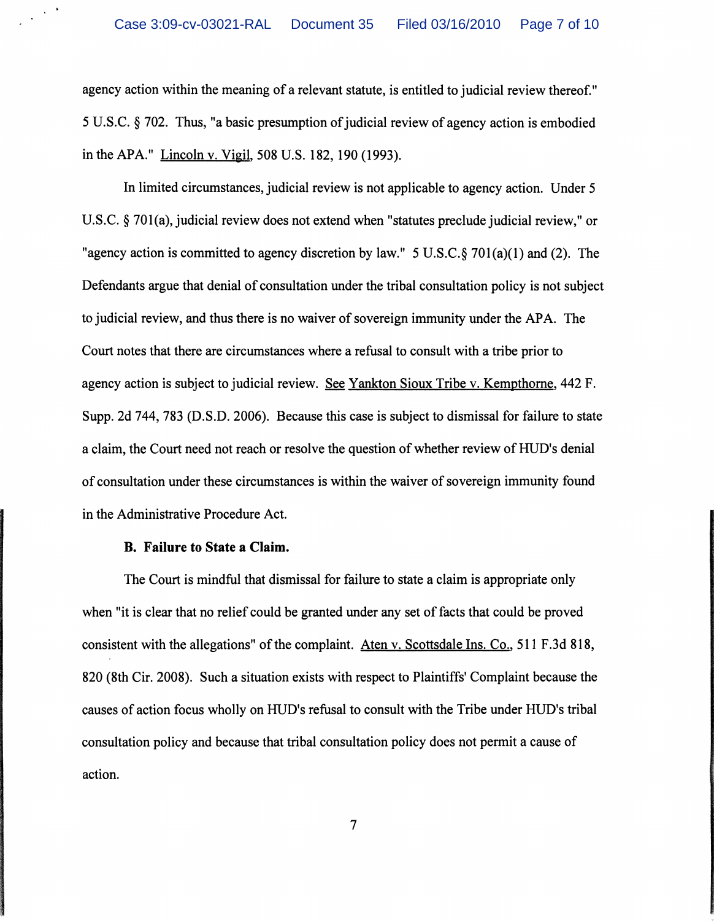agency action within the meaning of a relevant statute, is entitled to judicial review thereof." 5 U.S.C. § 702. Thus, "a basic presumption of judicial review of agency action is embodied in the APA." Lincoln v. Vigil, 508 U.S. 182, 190 (1993).

In limited circumstances, judicial review is not applicable to agency action. Under 5 U.S.C. § 701(a), judicial review does not extend when "statutes preclude judicial review," or "agency action is committed to agency discretion by law." 5 U.S.C.§ 701(a)(1) and (2). The Defendants argue that denial of consultation under the tribal consultation policy is not subject to judicial review, and thus there is no waiver of sovereign immunity under the APA. The Court notes that there are circumstances where a refusal to consult with a tribe prior to agency action is subject to judicial review. See Yankton Sioux Tribe v. Kempthorne, 442 F. Supp. 2d 744, 783 (D.S.D. 2006). Because this case is subject to dismissal for failure to state a claim, the Court need not reach or resolve the question of whether review of HUD's denial of consultation under these circumstances is within the waiver of sovereign immunity found in the Administrative Procedure Act.

**B. Failure to State a Claim.**

The Court is mindful that dismissal for failure to state a claim is appropriate only when "it is clear that no relief could be granted under any set of facts that could be proved consistent with the allegations" of the complaint. Aten v. Scottsdale Ins. Co., 511 F.3d 818, 820 (8th Cir. 2008). Such a situation exists with respect to Plaintiffs' Complaint because the causes of action focus wholly on HUD's refusal to consult with the Tribe under HUD's tribal consultation policy and because that tribal consultation policy does not permit a cause of action.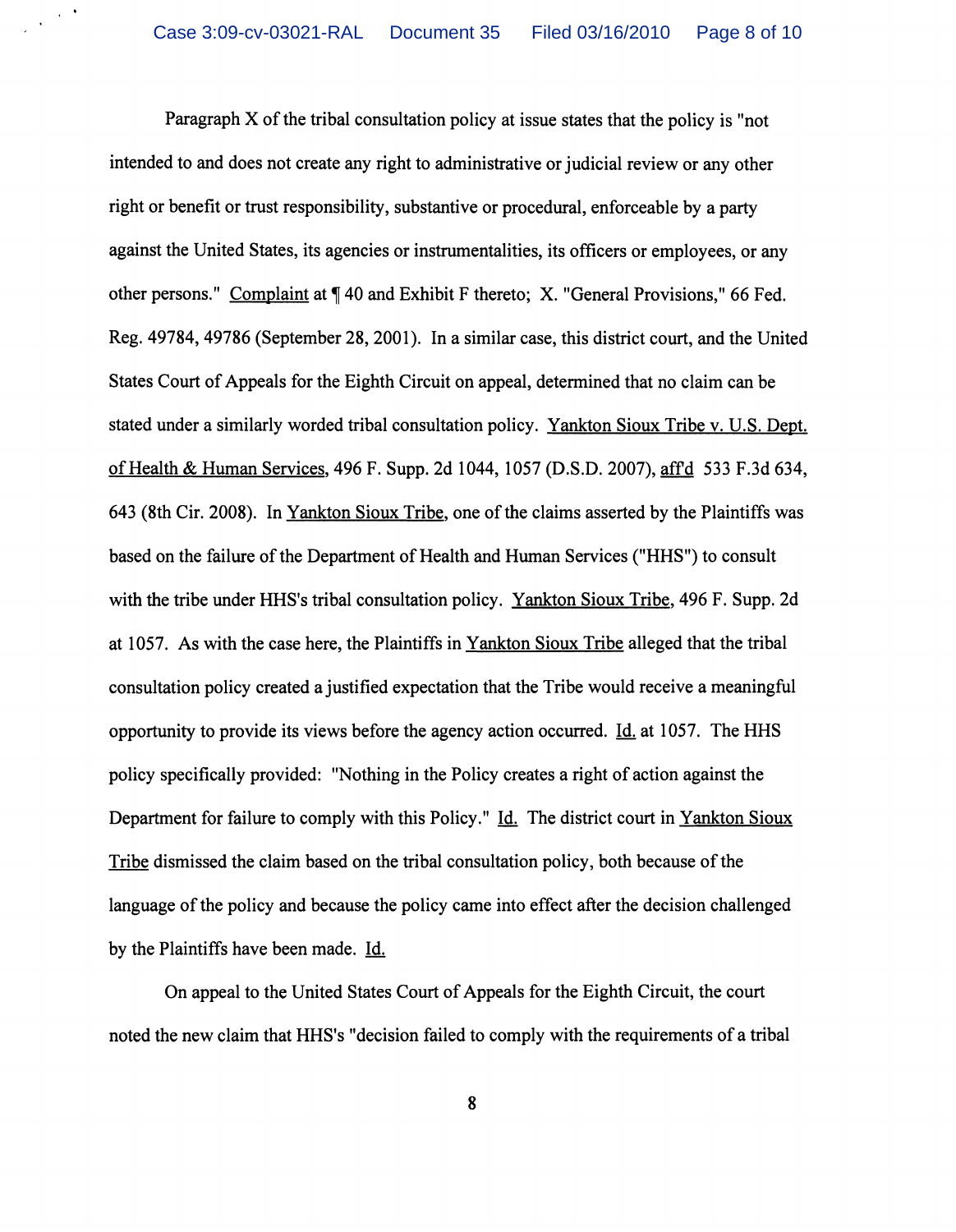Paragraph X of the tribal consultation policy at issue states that the policy is "not intended to and does not create any right to administrative or judicial review or any other right or benefit or trust responsibility, substantive or procedural, enforceable by a party against the United States, its agencies or instrumentalities, its officers or employees, or any other persons." Complaint at ¶ 40 and Exhibit F thereto; X. "General Provisions," 66 Fed. Reg. 49784, 49786 (September 28, 2001). In a similar case, this district court, and the United States Court of Appeals for the Eighth Circuit on appeal, determined that no claim can be stated under a similarly worded tribal consultation policy. Yankton Sioux Tribe v. U.S. Dept. of Health & Human Services, 496 F. Supp. 2d 1044, 1057 (D.S.D. 2007), aff'd 533 F.3d 634, 643 (8th Cir. 2008). In Yankton Sioux Tribe, one of the claims asserted by the Plaintiffs was based on the failure of the Department of Health and Human Services ("HHS") to consult with the tribe under HHS's tribal consultation policy. Yankton Sioux Tribe, 496 F. Supp. 2d at 1057. As with the case here, the Plaintiffs in Yankton Sioux Tribe alleged that the tribal consultation policy created a justified expectation that the Tribe would receive a meaningful opportunity to provide its views before the agency action occurred. Id. at 1057. The HHS policy specifically provided: "Nothing in the Policy creates a right of action against the Department for failure to comply with this Policy." Id. The district court in Yankton Sioux Tribe dismissed the claim based on the tribal consultation policy, both because of the language of the policy and because the policy came into effect after the decision challenged by the Plaintiffs have been made. Id.

On appeal to the United States Court of Appeals for the Eighth Circuit, the court noted the new claim that HHS's "decision failed to comply with the requirements of a tribal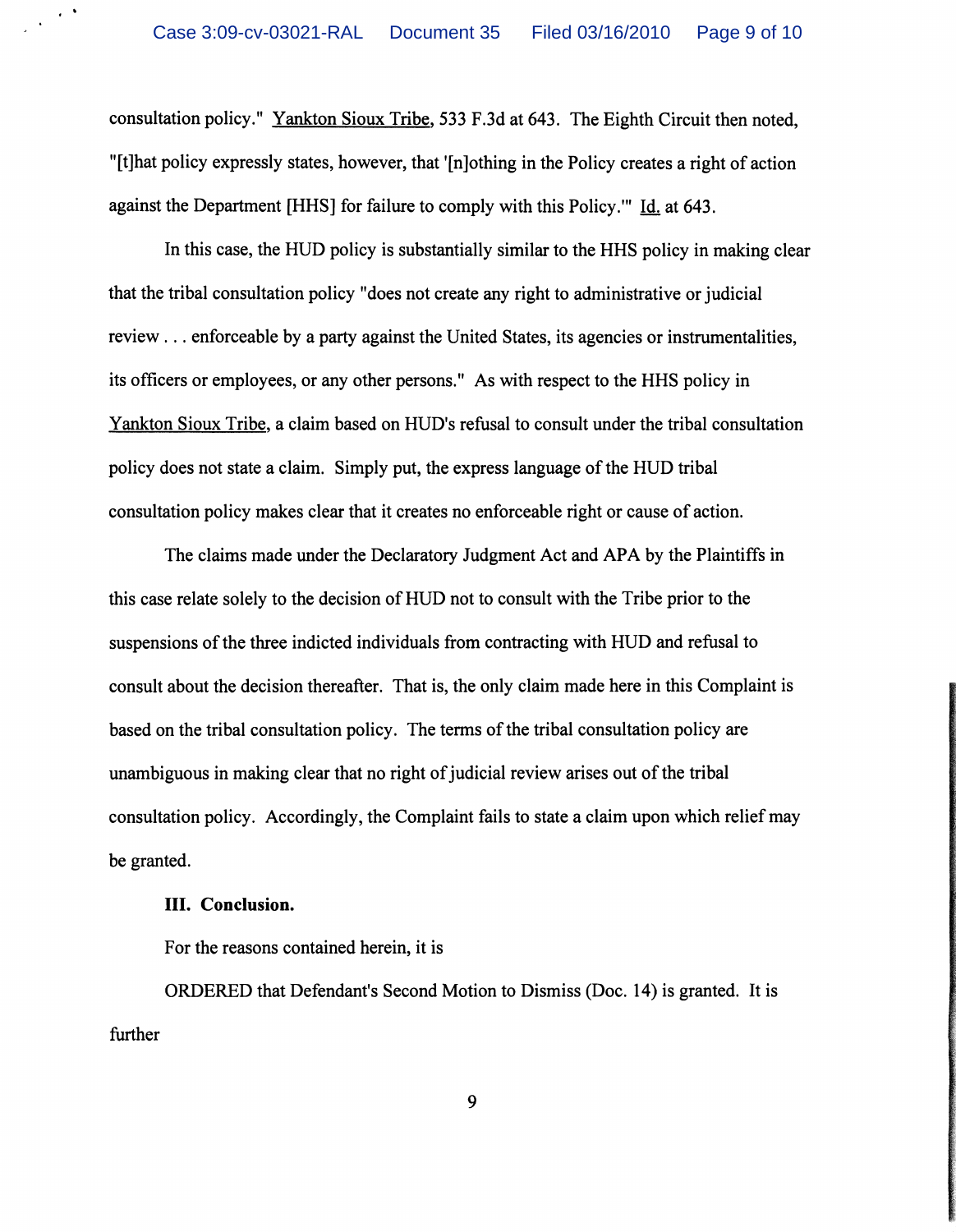consultation policy." Yankton Sioux Tribe, 533 F.3d at 643. The Eighth Circuit then noted, "[t]hat policy expressly states, however, that '[n]othing in the Policy creates a right of action against the Department [HHS] for failure to comply with this Policy.'" Id. at 643.

In this case, the HUD policy is substantially similar to the HHS policy in making clear that the tribal consultation policy "does not create any right to administrative or judicial review . . . enforceable by a party against the United States, its agencies or instrumentalities, its officers or employees, or any other persons." As with respect to the HHS policy in Yankton Sioux Tribe, a claim based on HUD's refusal to consult under the tribal consultation policy does not state a claim. Simply put, the express language of the HUD tribal consultation policy makes clear that it creates no enforceable right or cause of action.

The claims made under the Declaratory Judgment Act and APA by the Plaintiffs in this case relate solely to the decision of HUD not to consult with the Tribe prior to the suspensions of the three indicted individuals from contracting with HUD and refusal to consult about the decision thereafter. That is, the only claim made here in this Complaint is based on the tribal consultation policy. The terms of the tribal consultation policy are unambiguous in making clear that no right of judicial review arises out of the tribal consultation policy. Accordingly, the Complaint fails to state a claim upon which relief may be granted.

**III. Conclusion.**

For the reasons contained herein, it is

ORDERED that Defendant's Second Motion to Dismiss (Doc. 14) is granted. It is further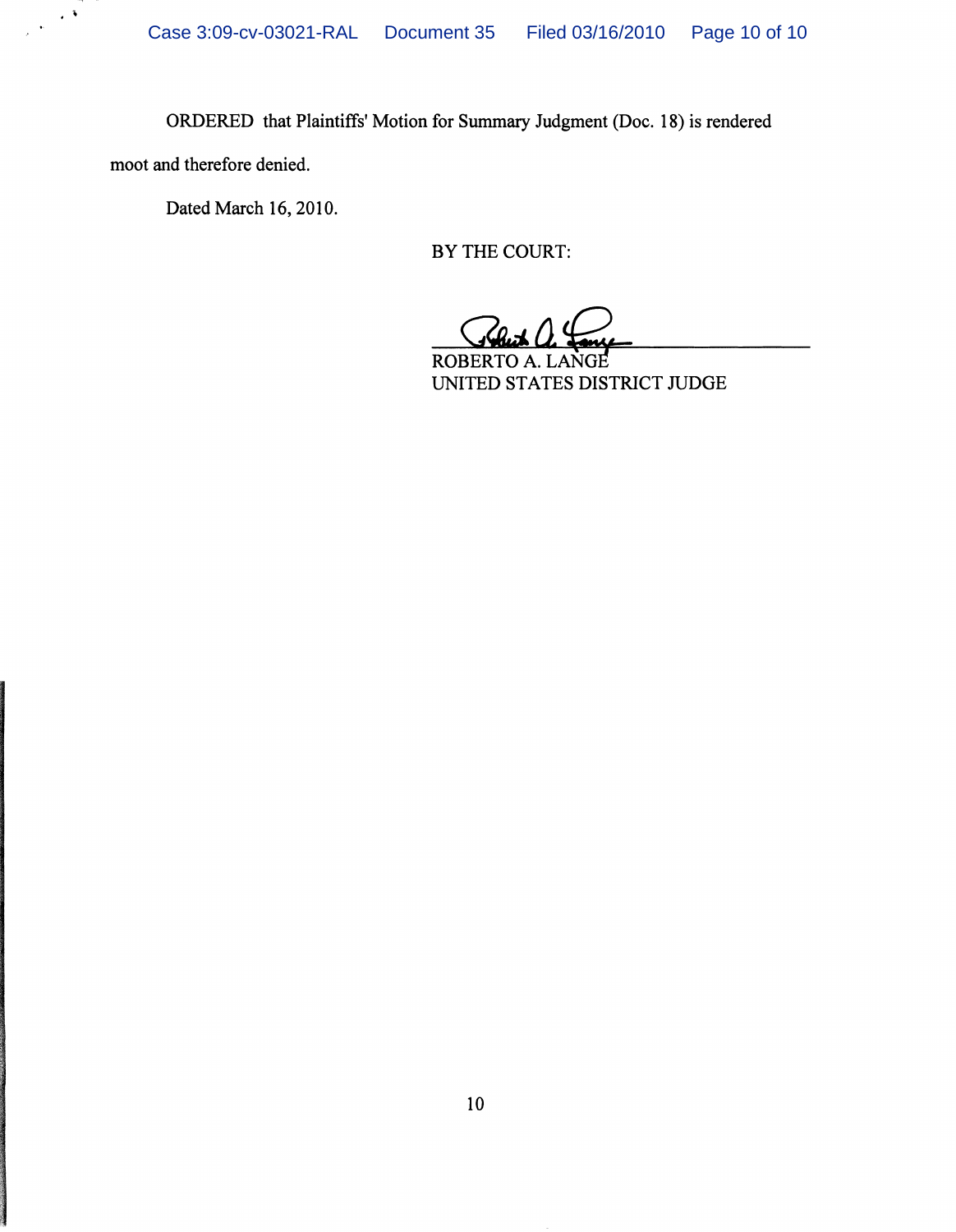ORDERED that Plaintiffs' Motion for Summary Judgment (Doc. 18) is rendered moot and therefore denied.

Dated March 16, 2010.

BY THE COURT:

ROBERTO A. LANGE
UNITED STATES DISTRICT JUDGE